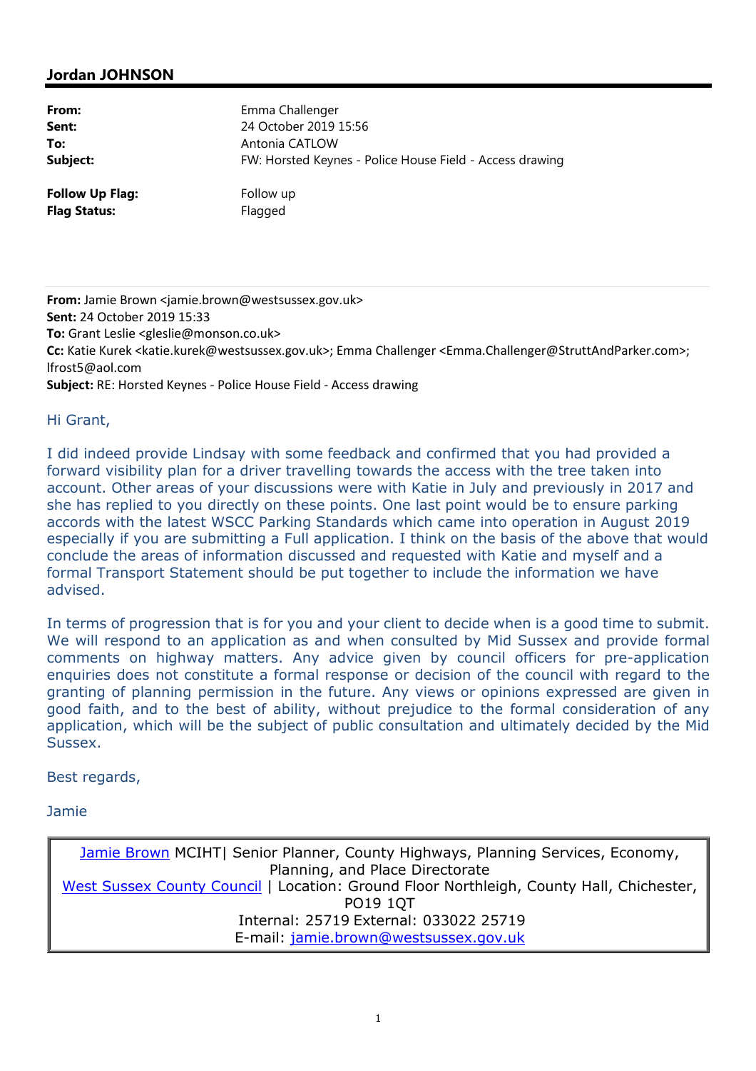## Jordan JOHNSON

| | |
|---|---|
| **From:** | Emma Challenger |
| **Sent:** | 24 October 2019 15:56 |
| **To:** | Antonia CATLOW |
| **Subject:** | FW: Horsted Keynes - Police House Field - Access drawing |
| | |
| **Follow Up Flag:** | Follow up |
| **Flag Status:** | Flagged |

---

**From:** Jamie Brown <jamie.brown@westsussex.gov.uk>
**Sent:** 24 October 2019 15:33
**To:** Grant Leslie <gleslie@monson.co.uk>
**Cc:** Katie Kurek <katie.kurek@westsussex.gov.uk>; Emma Challenger <Emma.Challenger@StruttAndParker.com>; lfrost5@aol.com
**Subject:** RE: Horsted Keynes - Police House Field - Access drawing

Hi Grant,

I did indeed provide Lindsay with some feedback and confirmed that you had provided a forward visibility plan for a driver travelling towards the access with the tree taken into account. Other areas of your discussions were with Katie in July and previously in 2017 and she has replied to you directly on these points. One last point would be to ensure parking accords with the latest WSCC Parking Standards which came into operation in August 2019 especially if you are submitting a Full application. I think on the basis of the above that would conclude the areas of information discussed and requested with Katie and myself and a formal Transport Statement should be put together to include the information we have advised.

In terms of progression that is for you and your client to decide when is a good time to submit. We will respond to an application as and when consulted by Mid Sussex and provide formal comments on highway matters. Any advice given by council officers for pre-application enquiries does not constitute a formal response or decision of the council with regard to the granting of planning permission in the future. Any views or opinions expressed are given in good faith, and to the best of ability, without prejudice to the formal consideration of any application, which will be the subject of public consultation and ultimately decided by the Mid Sussex.

Best regards,

Jamie

| |
|---|
| Jamie Brown MCIHT\| Senior Planner, County Highways, Planning Services, Economy, Planning, and Place Directorate<br>West Sussex County Council \| Location: Ground Floor Northleigh, County Hall, Chichester, PO19 1QT<br>Internal: 25719 External: 033022 25719<br>E-mail: jamie.brown@westsussex.gov.uk |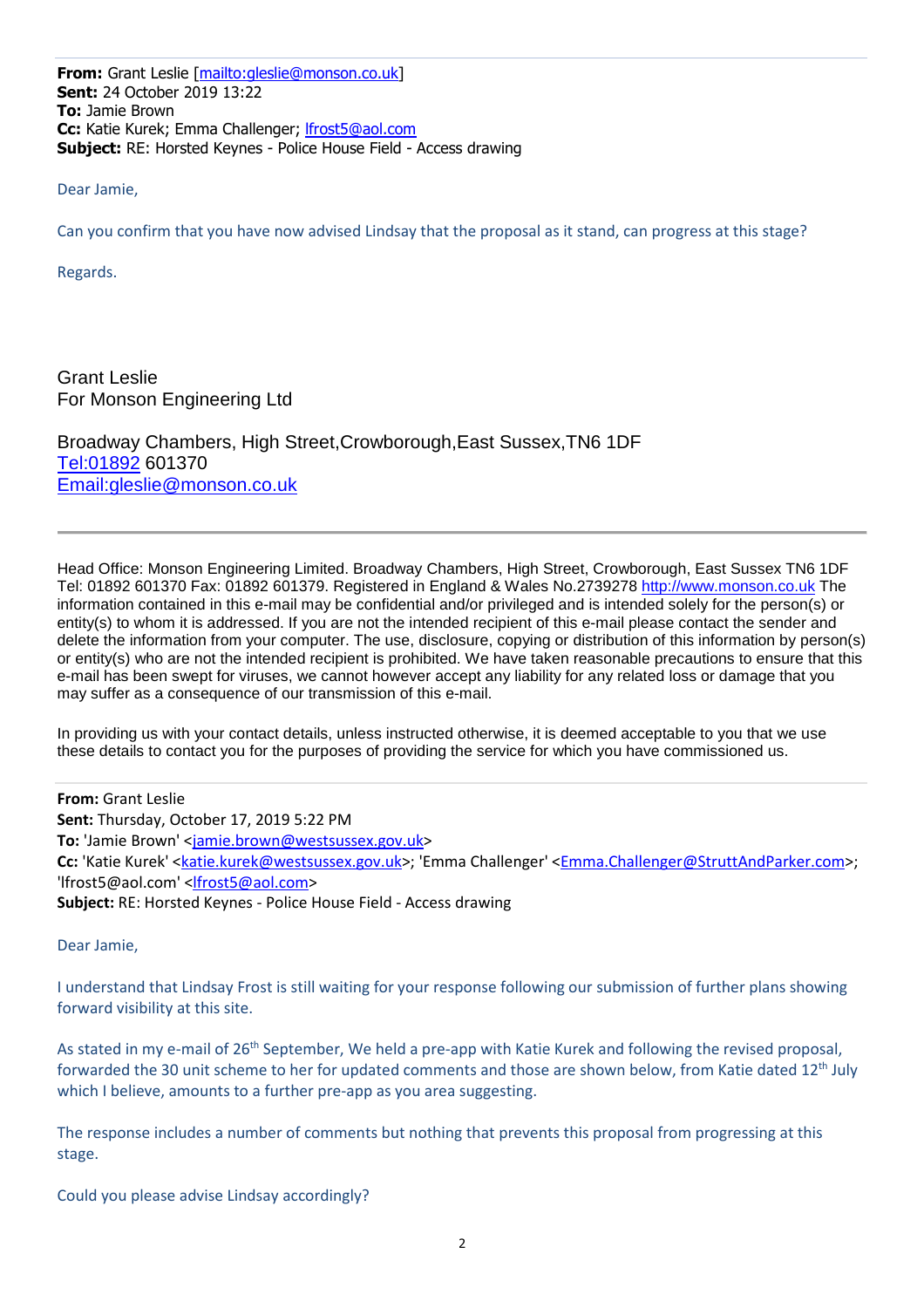**From:** Grant Leslie [mailto:gleslie@monson.co.uk]
**Sent:** 24 October 2019 13:22
**To:** Jamie Brown
**Cc:** Katie Kurek; Emma Challenger; lfrost5@aol.com
**Subject:** RE: Horsted Keynes - Police House Field - Access drawing

Dear Jamie,

Can you confirm that you have now advised Lindsay that the proposal as it stand, can progress at this stage?

Regards.

Grant Leslie
For Monson Engineering Ltd

Broadway Chambers, High Street,Crowborough,East Sussex,TN6 1DF
Tel:01892 601370
Email:gleslie@monson.co.uk

---

Head Office: Monson Engineering Limited. Broadway Chambers, High Street, Crowborough, East Sussex TN6 1DF Tel: 01892 601370 Fax: 01892 601379. Registered in England & Wales No.2739278 http://www.monson.co.uk The information contained in this e-mail may be confidential and/or privileged and is intended solely for the person(s) or entity(s) to whom it is addressed. If you are not the intended recipient of this e-mail please contact the sender and delete the information from your computer. The use, disclosure, copying or distribution of this information by person(s) or entity(s) who are not the intended recipient is prohibited. We have taken reasonable precautions to ensure that this e-mail has been swept for viruses, we cannot however accept any liability for any related loss or damage that you may suffer as a consequence of our transmission of this e-mail.

In providing us with your contact details, unless instructed otherwise, it is deemed acceptable to you that we use these details to contact you for the purposes of providing the service for which you have commissioned us.

---

**From:** Grant Leslie
**Sent:** Thursday, October 17, 2019 5:22 PM
**To:** 'Jamie Brown' <jamie.brown@westsussex.gov.uk>
**Cc:** 'Katie Kurek' <katie.kurek@westsussex.gov.uk>; 'Emma Challenger' <Emma.Challenger@StruttAndParker.com>; 'lfrost5@aol.com' <lfrost5@aol.com>
**Subject:** RE: Horsted Keynes - Police House Field - Access drawing

Dear Jamie,

I understand that Lindsay Frost is still waiting for your response following our submission of further plans showing forward visibility at this site.

As stated in my e-mail of 26th September, We held a pre-app with Katie Kurek and following the revised proposal, forwarded the 30 unit scheme to her for updated comments and those are shown below, from Katie dated 12th July which I believe, amounts to a further pre-app as you area suggesting.

The response includes a number of comments but nothing that prevents this proposal from progressing at this stage.

Could you please advise Lindsay accordingly?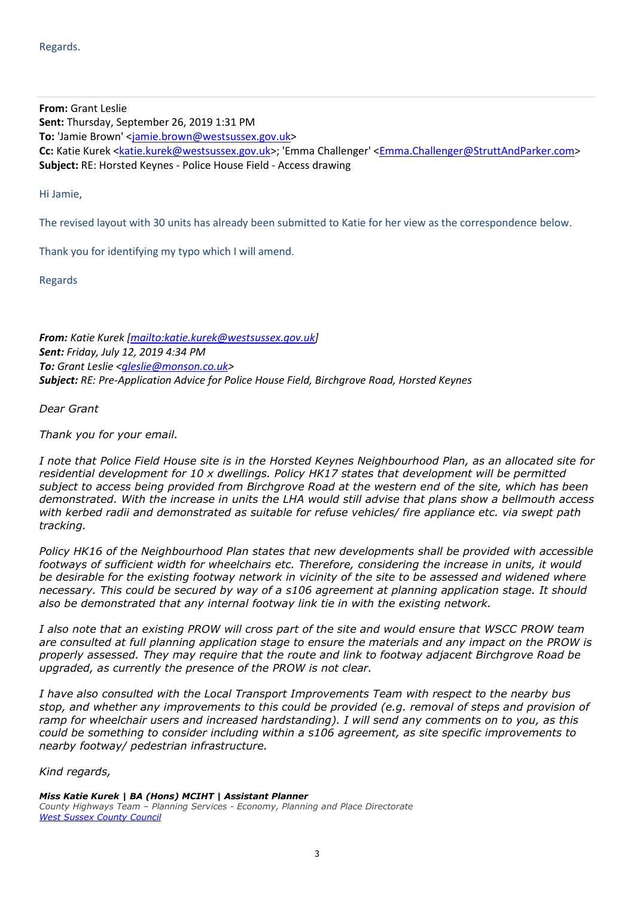Regards.

---

**From:** Grant Leslie
**Sent:** Thursday, September 26, 2019 1:31 PM
**To:** 'Jamie Brown' <jamie.brown@westsussex.gov.uk>
**Cc:** Katie Kurek <katie.kurek@westsussex.gov.uk>; 'Emma Challenger' <Emma.Challenger@StruttAndParker.com>
**Subject:** RE: Horsted Keynes - Police House Field - Access drawing

Hi Jamie,

The revised layout with 30 units has already been submitted to Katie for her view as the correspondence below.

Thank you for identifying my typo which I will amend.

Regards

***From:** Katie Kurek [mailto:katie.kurek@westsussex.gov.uk]*
***Sent:** Friday, July 12, 2019 4:34 PM*
***To:** Grant Leslie <gleslie@monson.co.uk>*
***Subject:** RE: Pre-Application Advice for Police House Field, Birchgrove Road, Horsted Keynes*

*Dear Grant*

*Thank you for your email.*

*I note that Police Field House site is in the Horsted Keynes Neighbourhood Plan, as an allocated site for residential development for 10 x dwellings. Policy HK17 states that development will be permitted subject to access being provided from Birchgrove Road at the western end of the site, which has been demonstrated. With the increase in units the LHA would still advise that plans show a bellmouth access with kerbed radii and demonstrated as suitable for refuse vehicles/ fire appliance etc. via swept path tracking.*

*Policy HK16 of the Neighbourhood Plan states that new developments shall be provided with accessible footways of sufficient width for wheelchairs etc. Therefore, considering the increase in units, it would be desirable for the existing footway network in vicinity of the site to be assessed and widened where necessary. This could be secured by way of a s106 agreement at planning application stage. It should also be demonstrated that any internal footway link tie in with the existing network.*

*I also note that an existing PROW will cross part of the site and would ensure that WSCC PROW team are consulted at full planning application stage to ensure the materials and any impact on the PROW is properly assessed. They may require that the route and link to footway adjacent Birchgrove Road be upgraded, as currently the presence of the PROW is not clear.*

*I have also consulted with the Local Transport Improvements Team with respect to the nearby bus stop, and whether any improvements to this could be provided (e.g. removal of steps and provision of ramp for wheelchair users and increased hardstanding). I will send any comments on to you, as this could be something to consider including within a s106 agreement, as site specific improvements to nearby footway/ pedestrian infrastructure.*

*Kind regards,*

***Miss Katie Kurek | BA (Hons) MCIHT | Assistant Planner***
*County Highways Team – Planning Services - Economy, Planning and Place Directorate*
*West Sussex County Council*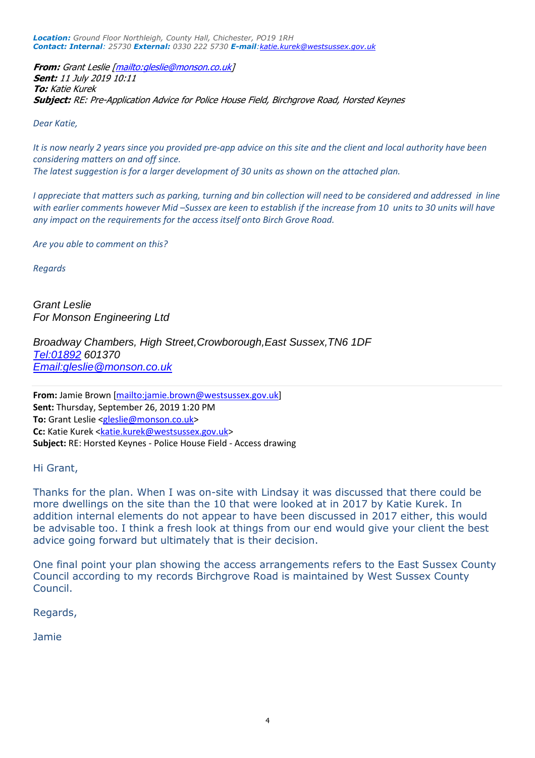***Location:*** *Ground Floor Northleigh, County Hall, Chichester, PO19 1RH*
***Contact: Internal****: 25730* ***External:*** *0330 222 5730* ***E-mail****:katie.kurek@westsussex.gov.uk*

***From:*** *Grant Leslie [mailto:gleslie@monson.co.uk]*
***Sent:*** *11 July 2019 10:11*
***To:*** *Katie Kurek*
***Subject:*** *RE: Pre-Application Advice for Police House Field, Birchgrove Road, Horsted Keynes*

*Dear Katie,*

*It is now nearly 2 years since you provided pre-app advice on this site and the client and local authority have been considering matters on and off since.*
*The latest suggestion is for a larger development of 30 units as shown on the attached plan.*

*I appreciate that matters such as parking, turning and bin collection will need to be considered and addressed in line with earlier comments however Mid –Sussex are keen to establish if the increase from 10 units to 30 units will have any impact on the requirements for the access itself onto Birch Grove Road.*

*Are you able to comment on this?*

*Regards*

*Grant Leslie*
*For Monson Engineering Ltd*

*Broadway Chambers, High Street,Crowborough,East Sussex,TN6 1DF*
*Tel:01892 601370*
*Email:gleslie@monson.co.uk*

---

**From:** Jamie Brown [mailto:jamie.brown@westsussex.gov.uk]
**Sent:** Thursday, September 26, 2019 1:20 PM
**To:** Grant Leslie <gleslie@monson.co.uk>
**Cc:** Katie Kurek <katie.kurek@westsussex.gov.uk>
**Subject:** RE: Horsted Keynes - Police House Field - Access drawing

Hi Grant,

Thanks for the plan. When I was on-site with Lindsay it was discussed that there could be more dwellings on the site than the 10 that were looked at in 2017 by Katie Kurek. In addition internal elements do not appear to have been discussed in 2017 either, this would be advisable too. I think a fresh look at things from our end would give your client the best advice going forward but ultimately that is their decision.

One final point your plan showing the access arrangements refers to the East Sussex County Council according to my records Birchgrove Road is maintained by West Sussex County Council.

Regards,

Jamie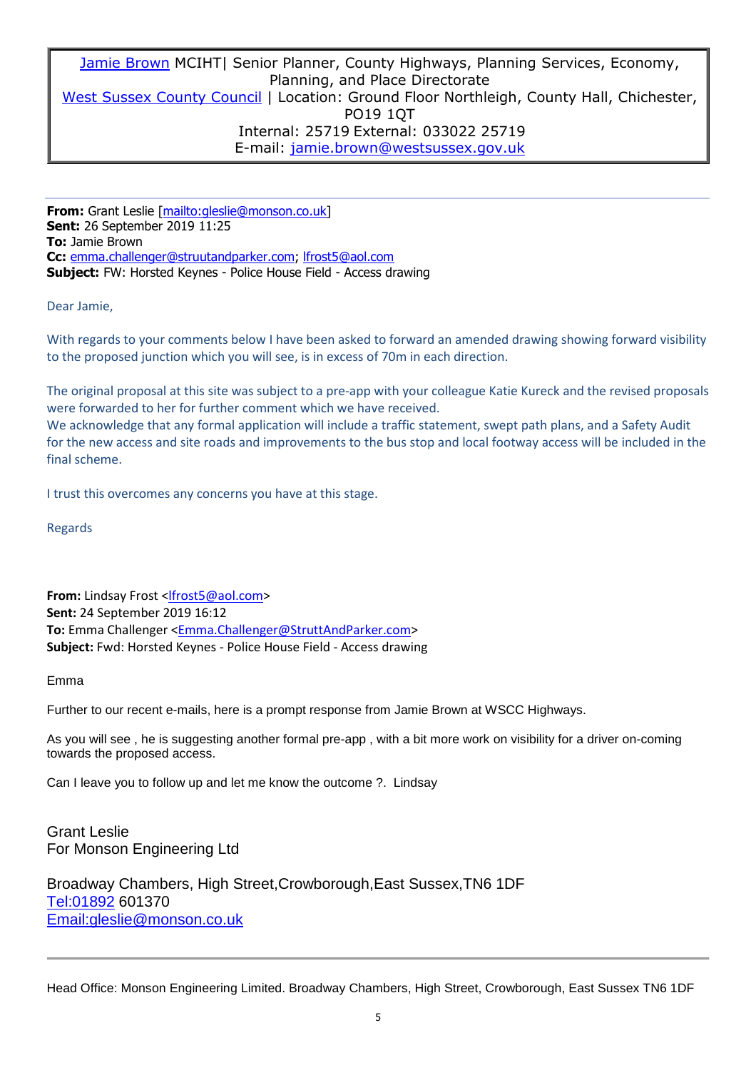| Jamie Brown MCIHT\| Senior Planner, County Highways, Planning Services, Economy, Planning, and Place Directorate<br>West Sussex County Council \| Location: Ground Floor Northleigh, County Hall, Chichester, PO19 1QT<br>Internal: 25719 External: 033022 25719<br>E-mail: jamie.brown@westsussex.gov.uk |
|---|

**From:** Grant Leslie [mailto:gleslie@monson.co.uk]
**Sent:** 26 September 2019 11:25
**To:** Jamie Brown
**Cc:** emma.challenger@struutandparker.com; lfrost5@aol.com
**Subject:** FW: Horsted Keynes - Police House Field - Access drawing

Dear Jamie,

With regards to your comments below I have been asked to forward an amended drawing showing forward visibility to the proposed junction which you will see, is in excess of 70m in each direction.

The original proposal at this site was subject to a pre-app with your colleague Katie Kureck and the revised proposals were forwarded to her for further comment which we have received.
We acknowledge that any formal application will include a traffic statement, swept path plans, and a Safety Audit for the new access and site roads and improvements to the bus stop and local footway access will be included in the final scheme.

I trust this overcomes any concerns you have at this stage.

Regards

**From:** Lindsay Frost <lfrost5@aol.com>
**Sent:** 24 September 2019 16:12
**To:** Emma Challenger <Emma.Challenger@StruttAndParker.com>
**Subject:** Fwd: Horsted Keynes - Police House Field - Access drawing

Emma

Further to our recent e-mails, here is a prompt response from Jamie Brown at WSCC Highways.

As you will see , he is suggesting another formal pre-app , with a bit more work on visibility for a driver on-coming towards the proposed access.

Can I leave you to follow up and let me know the outcome ?. Lindsay

Grant Leslie
For Monson Engineering Ltd

Broadway Chambers, High Street,Crowborough,East Sussex,TN6 1DF
Tel:01892 601370
Email:gleslie@monson.co.uk

---

Head Office: Monson Engineering Limited. Broadway Chambers, High Street, Crowborough, East Sussex TN6 1DF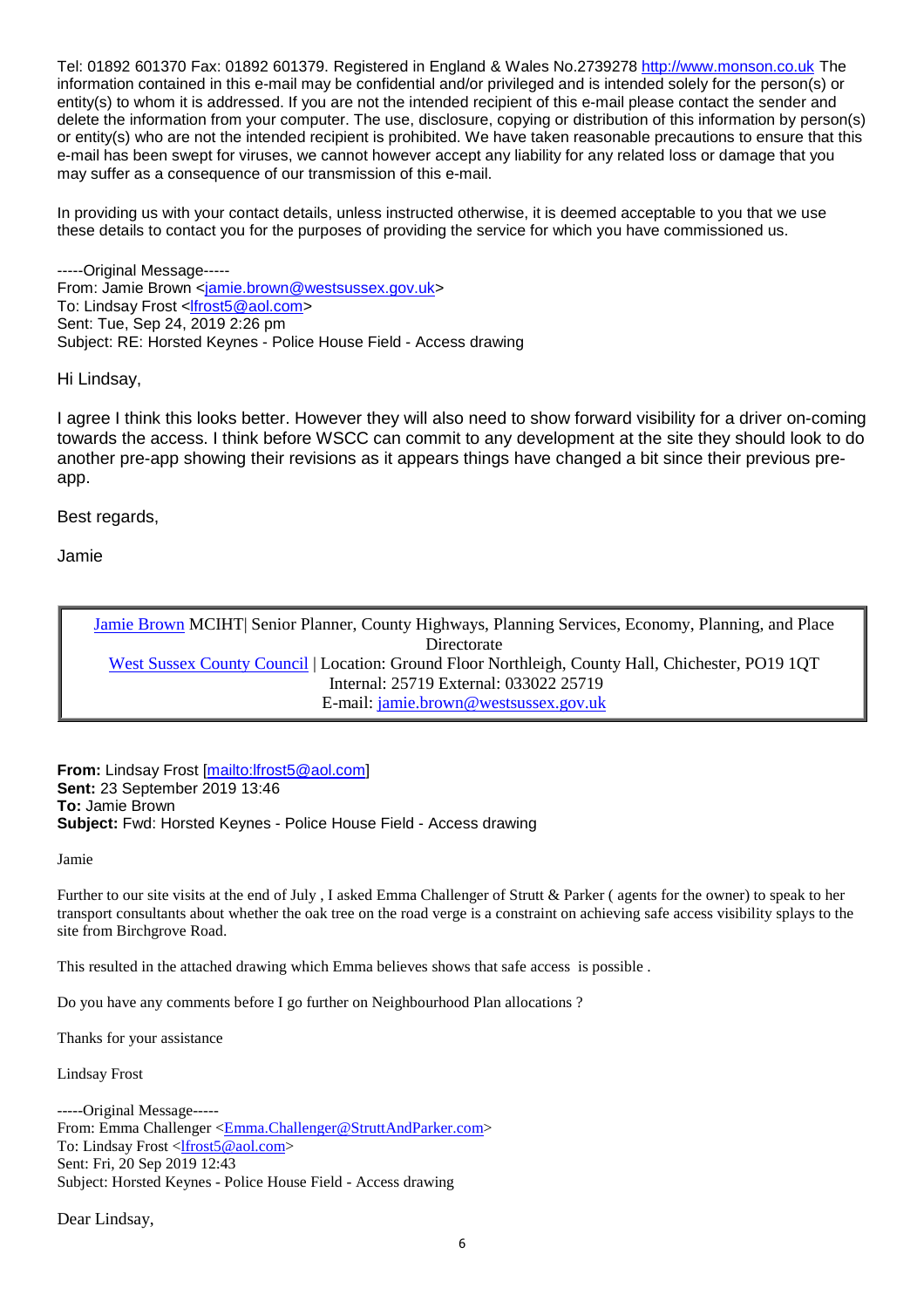Tel: 01892 601370 Fax: 01892 601379. Registered in England & Wales No.2739278 http://www.monson.co.uk The information contained in this e-mail may be confidential and/or privileged and is intended solely for the person(s) or entity(s) to whom it is addressed. If you are not the intended recipient of this e-mail please contact the sender and delete the information from your computer. The use, disclosure, copying or distribution of this information by person(s) or entity(s) who are not the intended recipient is prohibited. We have taken reasonable precautions to ensure that this e-mail has been swept for viruses, we cannot however accept any liability for any related loss or damage that you may suffer as a consequence of our transmission of this e-mail.

In providing us with your contact details, unless instructed otherwise, it is deemed acceptable to you that we use these details to contact you for the purposes of providing the service for which you have commissioned us.

-----Original Message-----
From: Jamie Brown <jamie.brown@westsussex.gov.uk>
To: Lindsay Frost <lfrost5@aol.com>
Sent: Tue, Sep 24, 2019 2:26 pm
Subject: RE: Horsted Keynes - Police House Field - Access drawing

Hi Lindsay,

I agree I think this looks better. However they will also need to show forward visibility for a driver on-coming towards the access. I think before WSCC can commit to any development at the site they should look to do another pre-app showing their revisions as it appears things have changed a bit since their previous pre-app.

Best regards,

Jamie

| Jamie Brown MCIHT\| Senior Planner, County Highways, Planning Services, Economy, Planning, and Place Directorate<br>West Sussex County Council \| Location: Ground Floor Northleigh, County Hall, Chichester, PO19 1QT<br>Internal: 25719 External: 033022 25719<br>E-mail: jamie.brown@westsussex.gov.uk |
|---|

**From:** Lindsay Frost [mailto:lfrost5@aol.com]
**Sent:** 23 September 2019 13:46
**To:** Jamie Brown
**Subject:** Fwd: Horsted Keynes - Police House Field - Access drawing

Jamie

Further to our site visits at the end of July , I asked Emma Challenger of Strutt & Parker ( agents for the owner) to speak to her transport consultants about whether the oak tree on the road verge is a constraint on achieving safe access visibility splays to the site from Birchgrove Road.

This resulted in the attached drawing which Emma believes shows that safe access is possible .

Do you have any comments before I go further on Neighbourhood Plan allocations ?

Thanks for your assistance

Lindsay Frost

-----Original Message-----
From: Emma Challenger <Emma.Challenger@StruttAndParker.com>
To: Lindsay Frost <lfrost5@aol.com>
Sent: Fri, 20 Sep 2019 12:43
Subject: Horsted Keynes - Police House Field - Access drawing

Dear Lindsay,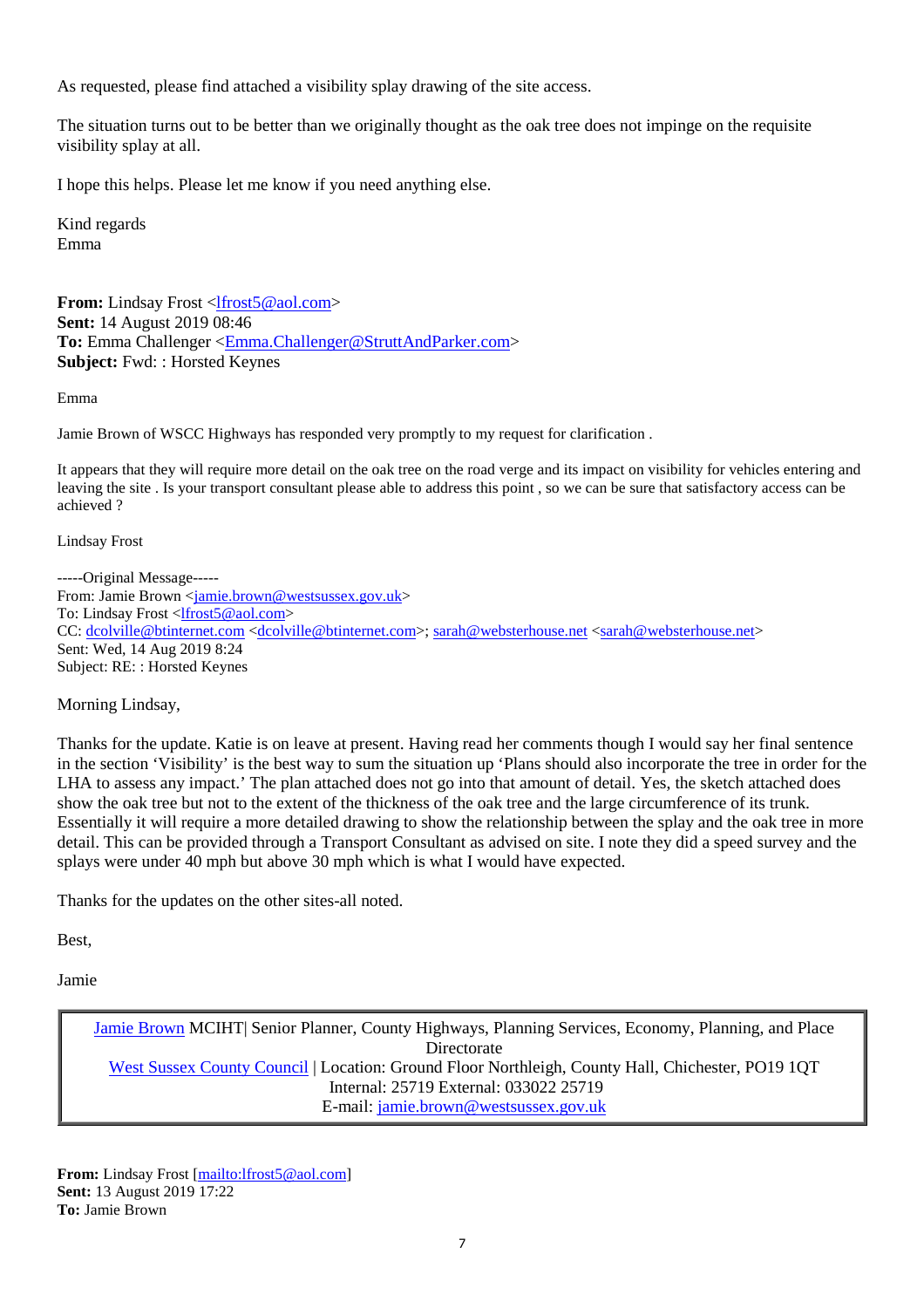As requested, please find attached a visibility splay drawing of the site access.

The situation turns out to be better than we originally thought as the oak tree does not impinge on the requisite visibility splay at all.

I hope this helps. Please let me know if you need anything else.

Kind regards
Emma

**From:** Lindsay Frost <lfrost5@aol.com>
**Sent:** 14 August 2019 08:46
**To:** Emma Challenger <Emma.Challenger@StruttAndParker.com>
**Subject:** Fwd: : Horsted Keynes

Emma

Jamie Brown of WSCC Highways has responded very promptly to my request for clarification .

It appears that they will require more detail on the oak tree on the road verge and its impact on visibility for vehicles entering and leaving the site . Is your transport consultant please able to address this point , so we can be sure that satisfactory access can be achieved ?

Lindsay Frost

-----Original Message-----
From: Jamie Brown <jamie.brown@westsussex.gov.uk>
To: Lindsay Frost <lfrost5@aol.com>
CC: dcolville@btinternet.com <dcolville@btinternet.com>; sarah@websterhouse.net <sarah@websterhouse.net>
Sent: Wed, 14 Aug 2019 8:24
Subject: RE: : Horsted Keynes

Morning Lindsay,

Thanks for the update. Katie is on leave at present. Having read her comments though I would say her final sentence in the section 'Visibility' is the best way to sum the situation up 'Plans should also incorporate the tree in order for the LHA to assess any impact.' The plan attached does not go into that amount of detail. Yes, the sketch attached does show the oak tree but not to the extent of the thickness of the oak tree and the large circumference of its trunk. Essentially it will require a more detailed drawing to show the relationship between the splay and the oak tree in more detail. This can be provided through a Transport Consultant as advised on site. I note they did a speed survey and the splays were under 40 mph but above 30 mph which is what I would have expected.

Thanks for the updates on the other sites-all noted.

Best,

Jamie

Jamie Brown MCIHT| Senior Planner, County Highways, Planning Services, Economy, Planning, and Place Directorate
West Sussex County Council | Location: Ground Floor Northleigh, County Hall, Chichester, PO19 1QT
Internal: 25719 External: 033022 25719
E-mail: jamie.brown@westsussex.gov.uk

**From:** Lindsay Frost [mailto:lfrost5@aol.com]
**Sent:** 13 August 2019 17:22
**To:** Jamie Brown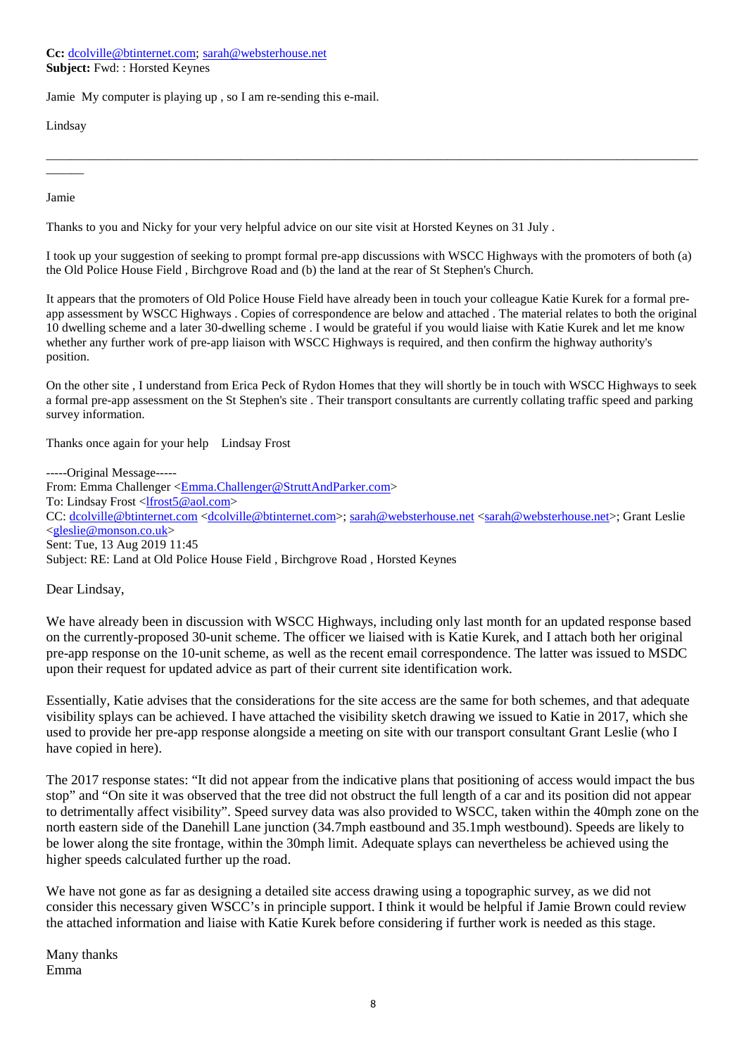**Cc:** dcolville@btinternet.com; sarah@websterhouse.net
**Subject:** Fwd: : Horsted Keynes

Jamie  My computer is playing up , so I am re-sending this e-mail.

Lindsay

---

Jamie

Thanks to you and Nicky for your very helpful advice on our site visit at Horsted Keynes on 31 July .

I took up your suggestion of seeking to prompt formal pre-app discussions with WSCC Highways with the promoters of both (a) the Old Police House Field , Birchgrove Road and (b) the land at the rear of St Stephen's Church.

It appears that the promoters of Old Police House Field have already been in touch your colleague Katie Kurek for a formal pre-app assessment by WSCC Highways . Copies of correspondence are below and attached . The material relates to both the original 10 dwelling scheme and a later 30-dwelling scheme . I would be grateful if you would liaise with Katie Kurek and let me know whether any further work of pre-app liaison with WSCC Highways is required, and then confirm the highway authority's position.

On the other site , I understand from Erica Peck of Rydon Homes that they will shortly be in touch with WSCC Highways to seek a formal pre-app assessment on the St Stephen's site . Their transport consultants are currently collating traffic speed and parking survey information.

Thanks once again for your help    Lindsay Frost

-----Original Message-----
From: Emma Challenger <Emma.Challenger@StruttAndParker.com>
To: Lindsay Frost <lfrost5@aol.com>
CC: dcolville@btinternet.com <dcolville@btinternet.com>; sarah@websterhouse.net <sarah@websterhouse.net>; Grant Leslie <gleslie@monson.co.uk>
Sent: Tue, 13 Aug 2019 11:45
Subject: RE: Land at Old Police House Field , Birchgrove Road , Horsted Keynes

Dear Lindsay,

We have already been in discussion with WSCC Highways, including only last month for an updated response based on the currently-proposed 30-unit scheme. The officer we liaised with is Katie Kurek, and I attach both her original pre-app response on the 10-unit scheme, as well as the recent email correspondence. The latter was issued to MSDC upon their request for updated advice as part of their current site identification work.

Essentially, Katie advises that the considerations for the site access are the same for both schemes, and that adequate visibility splays can be achieved. I have attached the visibility sketch drawing we issued to Katie in 2017, which she used to provide her pre-app response alongside a meeting on site with our transport consultant Grant Leslie (who I have copied in here).

The 2017 response states: "It did not appear from the indicative plans that positioning of access would impact the bus stop" and "On site it was observed that the tree did not obstruct the full length of a car and its position did not appear to detrimentally affect visibility". Speed survey data was also provided to WSCC, taken within the 40mph zone on the north eastern side of the Danehill Lane junction (34.7mph eastbound and 35.1mph westbound). Speeds are likely to be lower along the site frontage, within the 30mph limit. Adequate splays can nevertheless be achieved using the higher speeds calculated further up the road.

We have not gone as far as designing a detailed site access drawing using a topographic survey, as we did not consider this necessary given WSCC's in principle support. I think it would be helpful if Jamie Brown could review the attached information and liaise with Katie Kurek before considering if further work is needed as this stage.

Many thanks
Emma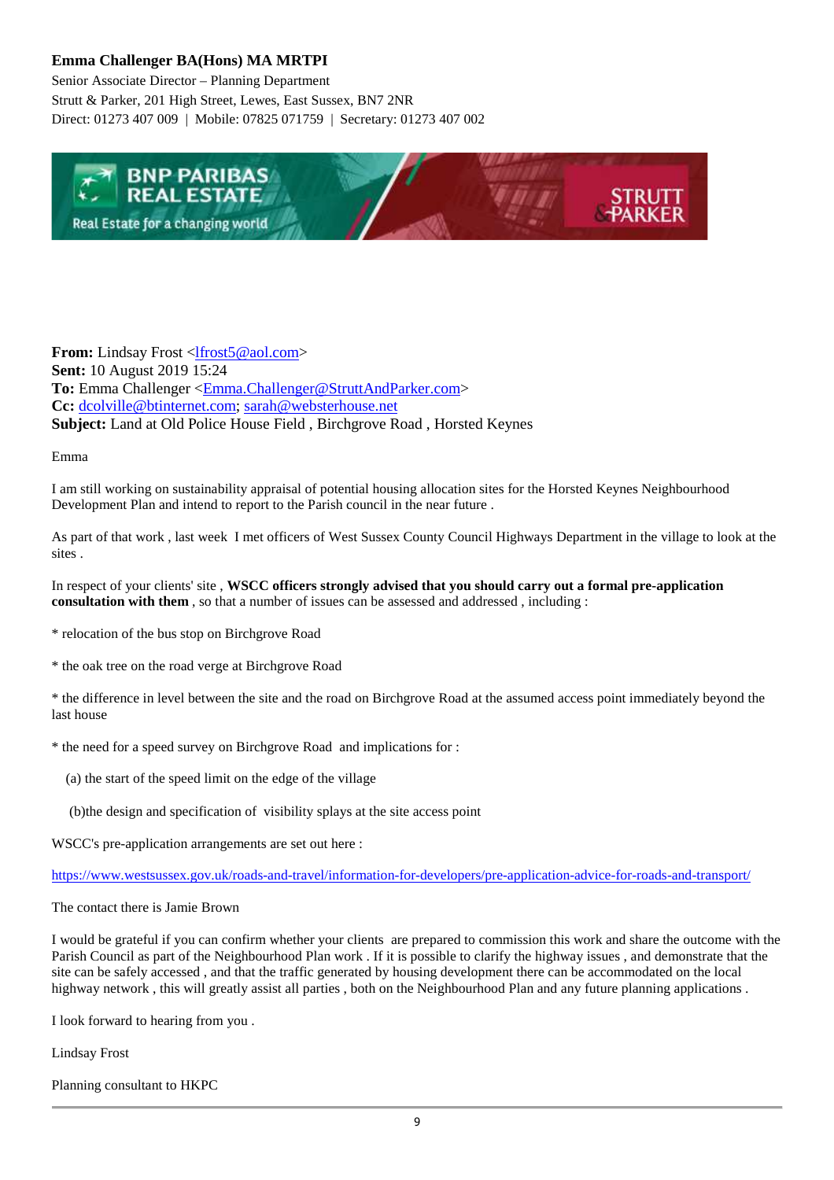**Emma Challenger BA(Hons) MA MRTPI**
Senior Associate Director – Planning Department
Strutt & Parker, 201 High Street, Lewes, East Sussex, BN7 2NR
Direct: 01273 407 009 | Mobile: 07825 071759 | Secretary: 01273 407 002

BNP PARIBAS REAL ESTATE
Real Estate for a changing world
STRUTT & PARKER

**From:** Lindsay Frost <lfrost5@aol.com>
**Sent:** 10 August 2019 15:24
**To:** Emma Challenger <Emma.Challenger@StruttAndParker.com>
**Cc:** dcolville@btinternet.com; sarah@websterhouse.net
**Subject:** Land at Old Police House Field , Birchgrove Road , Horsted Keynes

Emma

I am still working on sustainability appraisal of potential housing allocation sites for the Horsted Keynes Neighbourhood Development Plan and intend to report to the Parish council in the near future .

As part of that work , last week I met officers of West Sussex County Council Highways Department in the village to look at the sites .

In respect of your clients' site , **WSCC officers strongly advised that you should carry out a formal pre-application consultation with them** , so that a number of issues can be assessed and addressed , including :

* relocation of the bus stop on Birchgrove Road

* the oak tree on the road verge at Birchgrove Road

* the difference in level between the site and the road on Birchgrove Road at the assumed access point immediately beyond the last house

* the need for a speed survey on Birchgrove Road and implications for :

(a) the start of the speed limit on the edge of the village

(b)the design and specification of visibility splays at the site access point

WSCC's pre-application arrangements are set out here :

https://www.westsussex.gov.uk/roads-and-travel/information-for-developers/pre-application-advice-for-roads-and-transport/

The contact there is Jamie Brown

I would be grateful if you can confirm whether your clients are prepared to commission this work and share the outcome with the Parish Council as part of the Neighbourhood Plan work . If it is possible to clarify the highway issues , and demonstrate that the site can be safely accessed , and that the traffic generated by housing development there can be accommodated on the local highway network , this will greatly assist all parties , both on the Neighbourhood Plan and any future planning applications .

I look forward to hearing from you .

Lindsay Frost

Planning consultant to HKPC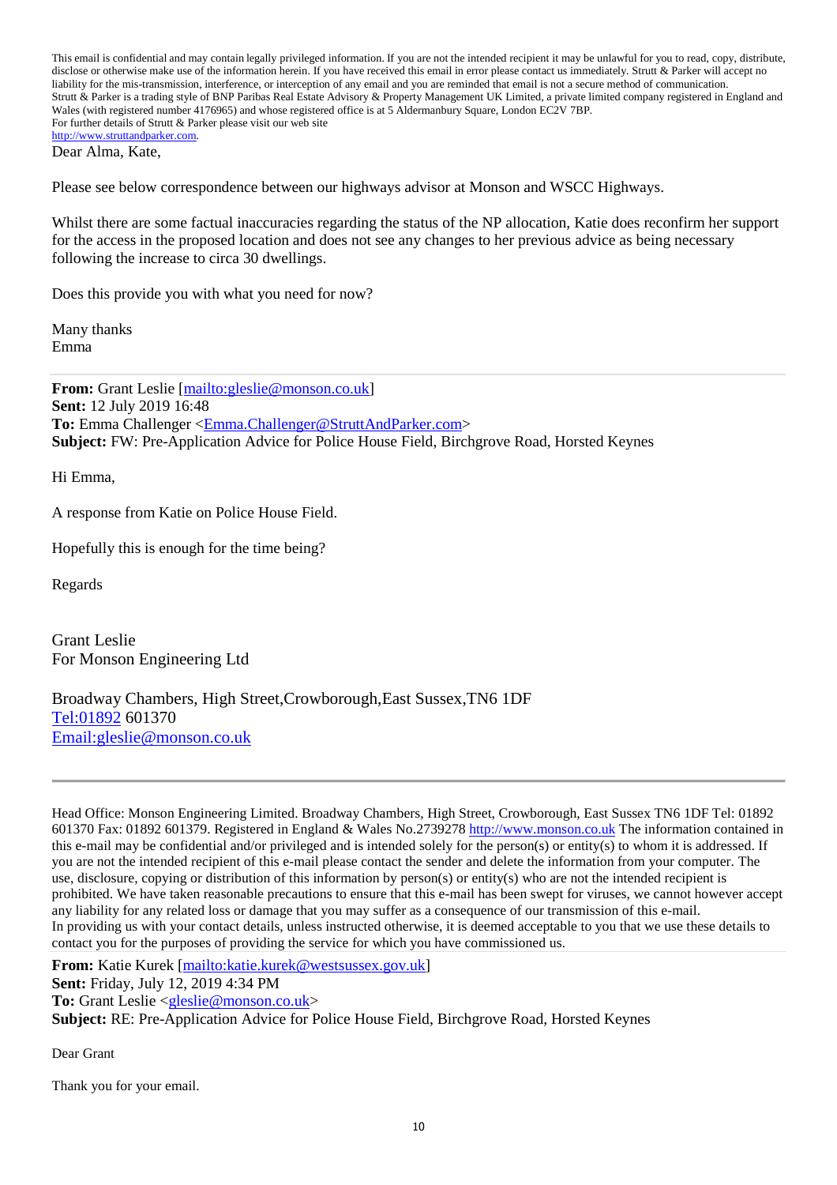This email is confidential and may contain legally privileged information. If you are not the intended recipient it may be unlawful for you to read, copy, distribute, disclose or otherwise make use of the information herein. If you have received this email in error please contact us immediately. Strutt & Parker will accept no liability for the mis-transmission, interference, or interception of any email and you are reminded that email is not a secure method of communication.
Strutt & Parker is a trading style of BNP Paribas Real Estate Advisory & Property Management UK Limited, a private limited company registered in England and Wales (with registered number 4176965) and whose registered office is at 5 Aldermanbury Square, London EC2V 7BP.
For further details of Strutt & Parker please visit our web site
http://www.struttandparker.com.

Dear Alma, Kate,

Please see below correspondence between our highways advisor at Monson and WSCC Highways.

Whilst there are some factual inaccuracies regarding the status of the NP allocation, Katie does reconfirm her support for the access in the proposed location and does not see any changes to her previous advice as being necessary following the increase to circa 30 dwellings.

Does this provide you with what you need for now?

Many thanks
Emma

---

**From:** Grant Leslie [mailto:gleslie@monson.co.uk]
**Sent:** 12 July 2019 16:48
**To:** Emma Challenger <Emma.Challenger@StruttAndParker.com>
**Subject:** FW: Pre-Application Advice for Police House Field, Birchgrove Road, Horsted Keynes

Hi Emma,

A response from Katie on Police House Field.

Hopefully this is enough for the time being?

Regards

Grant Leslie
For Monson Engineering Ltd

Broadway Chambers, High Street,Crowborough,East Sussex,TN6 1DF
Tel:01892 601370
Email:gleslie@monson.co.uk

---

Head Office: Monson Engineering Limited. Broadway Chambers, High Street, Crowborough, East Sussex TN6 1DF Tel: 01892 601370 Fax: 01892 601379. Registered in England & Wales No.2739278 http://www.monson.co.uk The information contained in this e-mail may be confidential and/or privileged and is intended solely for the person(s) or entity(s) to whom it is addressed. If you are not the intended recipient of this e-mail please contact the sender and delete the information from your computer. The use, disclosure, copying or distribution of this information by person(s) or entity(s) who are not the intended recipient is prohibited. We have taken reasonable precautions to ensure that this e-mail has been swept for viruses, we cannot however accept any liability for any related loss or damage that you may suffer as a consequence of our transmission of this e-mail.
In providing us with your contact details, unless instructed otherwise, it is deemed acceptable to you that we use these details to contact you for the purposes of providing the service for which you have commissioned us.

**From:** Katie Kurek [mailto:katie.kurek@westsussex.gov.uk]
**Sent:** Friday, July 12, 2019 4:34 PM
**To:** Grant Leslie <gleslie@monson.co.uk>
**Subject:** RE: Pre-Application Advice for Police House Field, Birchgrove Road, Horsted Keynes

Dear Grant

Thank you for your email.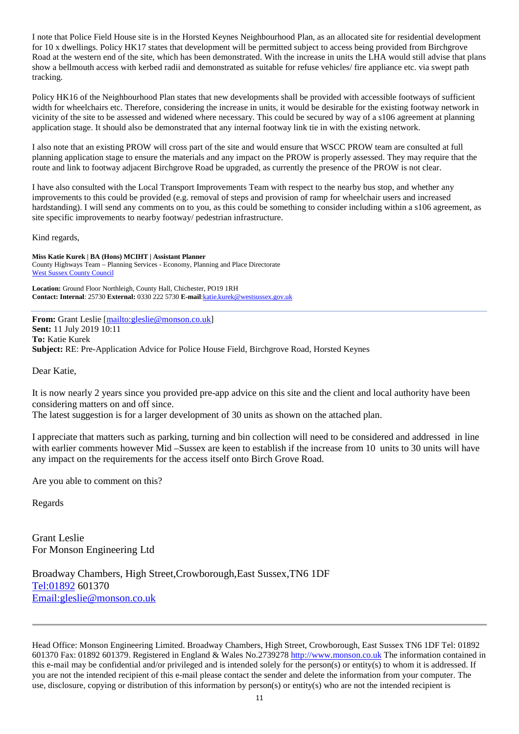I note that Police Field House site is in the Horsted Keynes Neighbourhood Plan, as an allocated site for residential development for 10 x dwellings. Policy HK17 states that development will be permitted subject to access being provided from Birchgrove Road at the western end of the site, which has been demonstrated. With the increase in units the LHA would still advise that plans show a bellmouth access with kerbed radii and demonstrated as suitable for refuse vehicles/ fire appliance etc. via swept path tracking.

Policy HK16 of the Neighbourhood Plan states that new developments shall be provided with accessible footways of sufficient width for wheelchairs etc. Therefore, considering the increase in units, it would be desirable for the existing footway network in vicinity of the site to be assessed and widened where necessary. This could be secured by way of a s106 agreement at planning application stage. It should also be demonstrated that any internal footway link tie in with the existing network.

I also note that an existing PROW will cross part of the site and would ensure that WSCC PROW team are consulted at full planning application stage to ensure the materials and any impact on the PROW is properly assessed. They may require that the route and link to footway adjacent Birchgrove Road be upgraded, as currently the presence of the PROW is not clear.

I have also consulted with the Local Transport Improvements Team with respect to the nearby bus stop, and whether any improvements to this could be provided (e.g. removal of steps and provision of ramp for wheelchair users and increased hardstanding). I will send any comments on to you, as this could be something to consider including within a s106 agreement, as site specific improvements to nearby footway/ pedestrian infrastructure.

Kind regards,

**Miss Katie Kurek | BA (Hons) MCIHT | Assistant Planner**
County Highways Team – Planning Services - Economy, Planning and Place Directorate
West Sussex County Council

**Location:** Ground Floor Northleigh, County Hall, Chichester, PO19 1RH
**Contact: Internal**: 25730 **External:** 0330 222 5730 **E-mail**:katie.kurek@westsussex.gov.uk

---

**From:** Grant Leslie [mailto:gleslie@monson.co.uk]
**Sent:** 11 July 2019 10:11
**To:** Katie Kurek
**Subject:** RE: Pre-Application Advice for Police House Field, Birchgrove Road, Horsted Keynes

Dear Katie,

It is now nearly 2 years since you provided pre-app advice on this site and the client and local authority have been considering matters on and off since.
The latest suggestion is for a larger development of 30 units as shown on the attached plan.

I appreciate that matters such as parking, turning and bin collection will need to be considered and addressed in line with earlier comments however Mid –Sussex are keen to establish if the increase from 10 units to 30 units will have any impact on the requirements for the access itself onto Birch Grove Road.

Are you able to comment on this?

Regards

Grant Leslie
For Monson Engineering Ltd

Broadway Chambers, High Street,Crowborough,East Sussex,TN6 1DF
Tel:01892 601370
Email:gleslie@monson.co.uk

---

Head Office: Monson Engineering Limited. Broadway Chambers, High Street, Crowborough, East Sussex TN6 1DF Tel: 01892 601370 Fax: 01892 601379. Registered in England & Wales No.2739278 http://www.monson.co.uk The information contained in this e-mail may be confidential and/or privileged and is intended solely for the person(s) or entity(s) to whom it is addressed. If you are not the intended recipient of this e-mail please contact the sender and delete the information from your computer. The use, disclosure, copying or distribution of this information by person(s) or entity(s) who are not the intended recipient is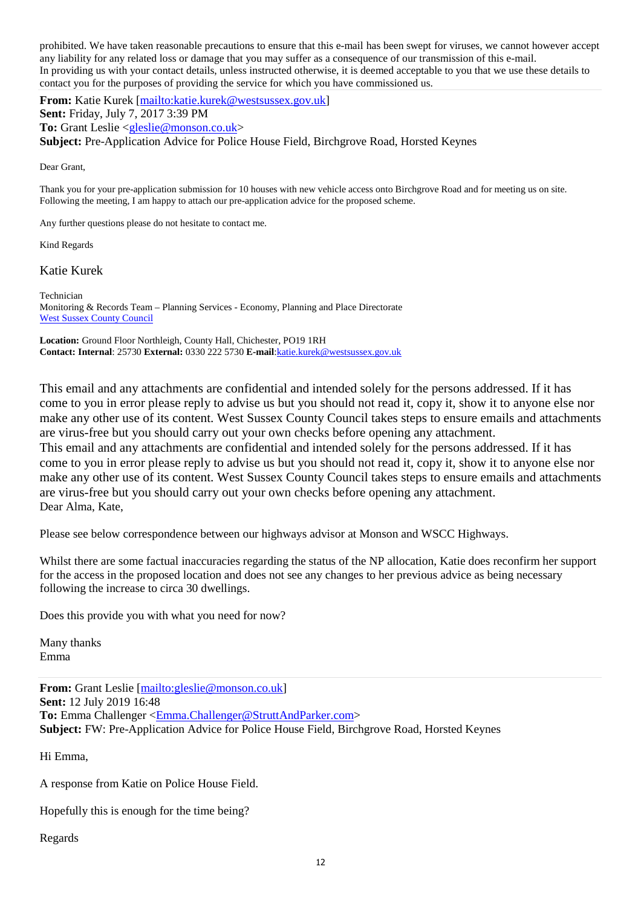prohibited. We have taken reasonable precautions to ensure that this e-mail has been swept for viruses, we cannot however accept any liability for any related loss or damage that you may suffer as a consequence of our transmission of this e-mail.
In providing us with your contact details, unless instructed otherwise, it is deemed acceptable to you that we use these details to contact you for the purposes of providing the service for which you have commissioned us.

**From:** Katie Kurek [mailto:katie.kurek@westsussex.gov.uk]
**Sent:** Friday, July 7, 2017 3:39 PM
**To:** Grant Leslie <gleslie@monson.co.uk>
**Subject:** Pre-Application Advice for Police House Field, Birchgrove Road, Horsted Keynes

Dear Grant,

Thank you for your pre-application submission for 10 houses with new vehicle access onto Birchgrove Road and for meeting us on site. Following the meeting, I am happy to attach our pre-application advice for the proposed scheme.

Any further questions please do not hesitate to contact me.

Kind Regards

Katie Kurek

Technician
Monitoring & Records Team – Planning Services - Economy, Planning and Place Directorate
West Sussex County Council

**Location:** Ground Floor Northleigh, County Hall, Chichester, PO19 1RH
**Contact: Internal**: 25730 **External:** 0330 222 5730 **E-mail**:katie.kurek@westsussex.gov.uk

This email and any attachments are confidential and intended solely for the persons addressed. If it has come to you in error please reply to advise us but you should not read it, copy it, show it to anyone else nor make any other use of its content. West Sussex County Council takes steps to ensure emails and attachments are virus-free but you should carry out your own checks before opening any attachment.
This email and any attachments are confidential and intended solely for the persons addressed. If it has come to you in error please reply to advise us but you should not read it, copy it, show it to anyone else nor make any other use of its content. West Sussex County Council takes steps to ensure emails and attachments are virus-free but you should carry out your own checks before opening any attachment.
Dear Alma, Kate,

Please see below correspondence between our highways advisor at Monson and WSCC Highways.

Whilst there are some factual inaccuracies regarding the status of the NP allocation, Katie does reconfirm her support for the access in the proposed location and does not see any changes to her previous advice as being necessary following the increase to circa 30 dwellings.

Does this provide you with what you need for now?

Many thanks
Emma

**From:** Grant Leslie [mailto:gleslie@monson.co.uk]
**Sent:** 12 July 2019 16:48
**To:** Emma Challenger <Emma.Challenger@StruttAndParker.com>
**Subject:** FW: Pre-Application Advice for Police House Field, Birchgrove Road, Horsted Keynes

Hi Emma,

A response from Katie on Police House Field.

Hopefully this is enough for the time being?

Regards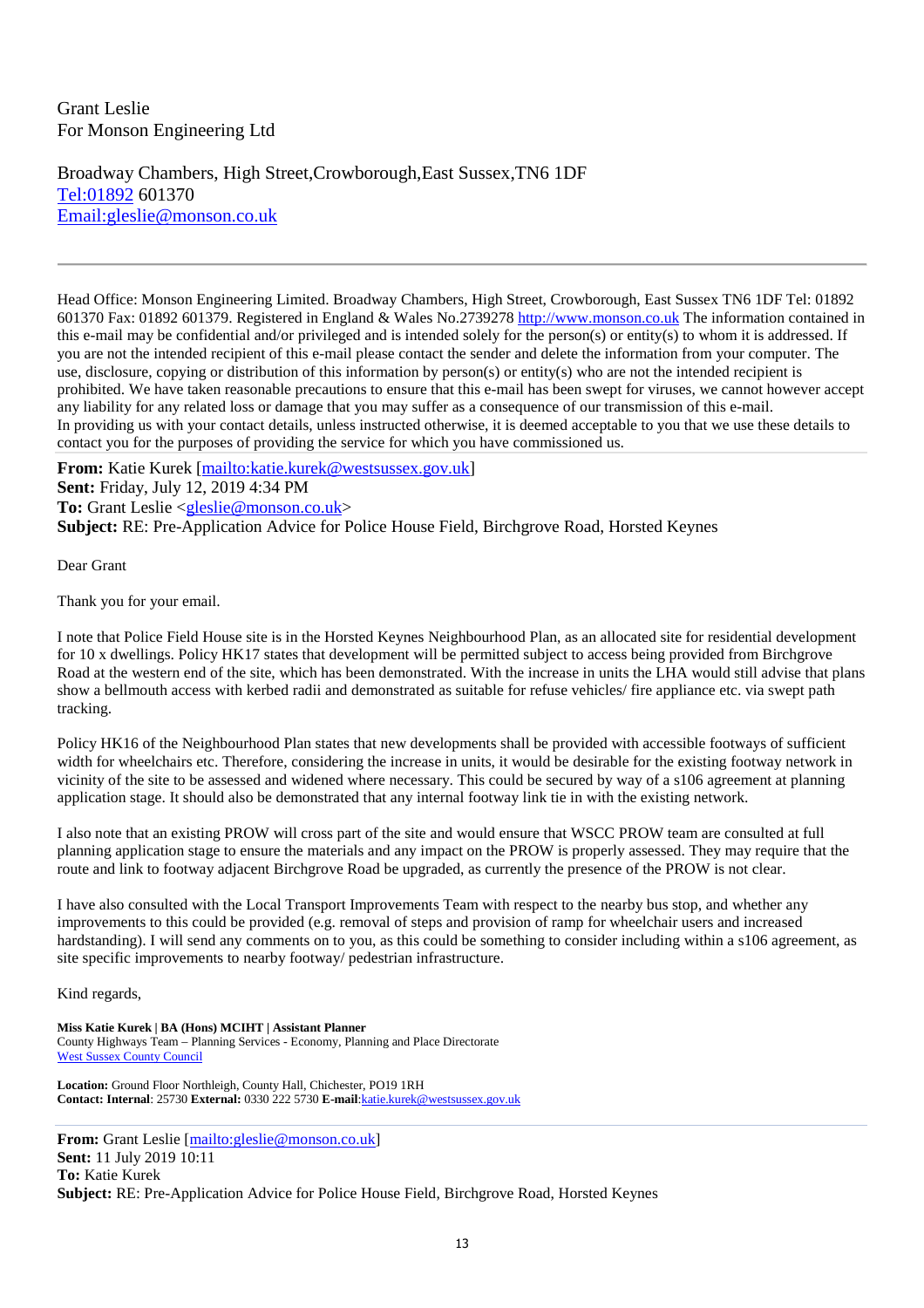Grant Leslie
For Monson Engineering Ltd

Broadway Chambers, High Street,Crowborough,East Sussex,TN6 1DF
Tel:01892 601370
Email:gleslie@monson.co.uk

---

Head Office: Monson Engineering Limited. Broadway Chambers, High Street, Crowborough, East Sussex TN6 1DF Tel: 01892 601370 Fax: 01892 601379. Registered in England & Wales No.2739278 http://www.monson.co.uk The information contained in this e-mail may be confidential and/or privileged and is intended solely for the person(s) or entity(s) to whom it is addressed. If you are not the intended recipient of this e-mail please contact the sender and delete the information from your computer. The use, disclosure, copying or distribution of this information by person(s) or entity(s) who are not the intended recipient is prohibited. We have taken reasonable precautions to ensure that this e-mail has been swept for viruses, we cannot however accept any liability for any related loss or damage that you may suffer as a consequence of our transmission of this e-mail.
In providing us with your contact details, unless instructed otherwise, it is deemed acceptable to you that we use these details to contact you for the purposes of providing the service for which you have commissioned us.

**From:** Katie Kurek [mailto:katie.kurek@westsussex.gov.uk]
**Sent:** Friday, July 12, 2019 4:34 PM
**To:** Grant Leslie <gleslie@monson.co.uk>
**Subject:** RE: Pre-Application Advice for Police House Field, Birchgrove Road, Horsted Keynes

Dear Grant

Thank you for your email.

I note that Police Field House site is in the Horsted Keynes Neighbourhood Plan, as an allocated site for residential development for 10 x dwellings. Policy HK17 states that development will be permitted subject to access being provided from Birchgrove Road at the western end of the site, which has been demonstrated. With the increase in units the LHA would still advise that plans show a bellmouth access with kerbed radii and demonstrated as suitable for refuse vehicles/ fire appliance etc. via swept path tracking.

Policy HK16 of the Neighbourhood Plan states that new developments shall be provided with accessible footways of sufficient width for wheelchairs etc. Therefore, considering the increase in units, it would be desirable for the existing footway network in vicinity of the site to be assessed and widened where necessary. This could be secured by way of a s106 agreement at planning application stage. It should also be demonstrated that any internal footway link tie in with the existing network.

I also note that an existing PROW will cross part of the site and would ensure that WSCC PROW team are consulted at full planning application stage to ensure the materials and any impact on the PROW is properly assessed. They may require that the route and link to footway adjacent Birchgrove Road be upgraded, as currently the presence of the PROW is not clear.

I have also consulted with the Local Transport Improvements Team with respect to the nearby bus stop, and whether any improvements to this could be provided (e.g. removal of steps and provision of ramp for wheelchair users and increased hardstanding). I will send any comments on to you, as this could be something to consider including within a s106 agreement, as site specific improvements to nearby footway/ pedestrian infrastructure.

Kind regards,

**Miss Katie Kurek | BA (Hons) MCIHT | Assistant Planner**
County Highways Team – Planning Services - Economy, Planning and Place Directorate
West Sussex County Council

**Location:** Ground Floor Northleigh, County Hall, Chichester, PO19 1RH
**Contact: Internal**: 25730 **External:** 0330 222 5730 **E-mail**:katie.kurek@westsussex.gov.uk

**From:** Grant Leslie [mailto:gleslie@monson.co.uk]
**Sent:** 11 July 2019 10:11
**To:** Katie Kurek
**Subject:** RE: Pre-Application Advice for Police House Field, Birchgrove Road, Horsted Keynes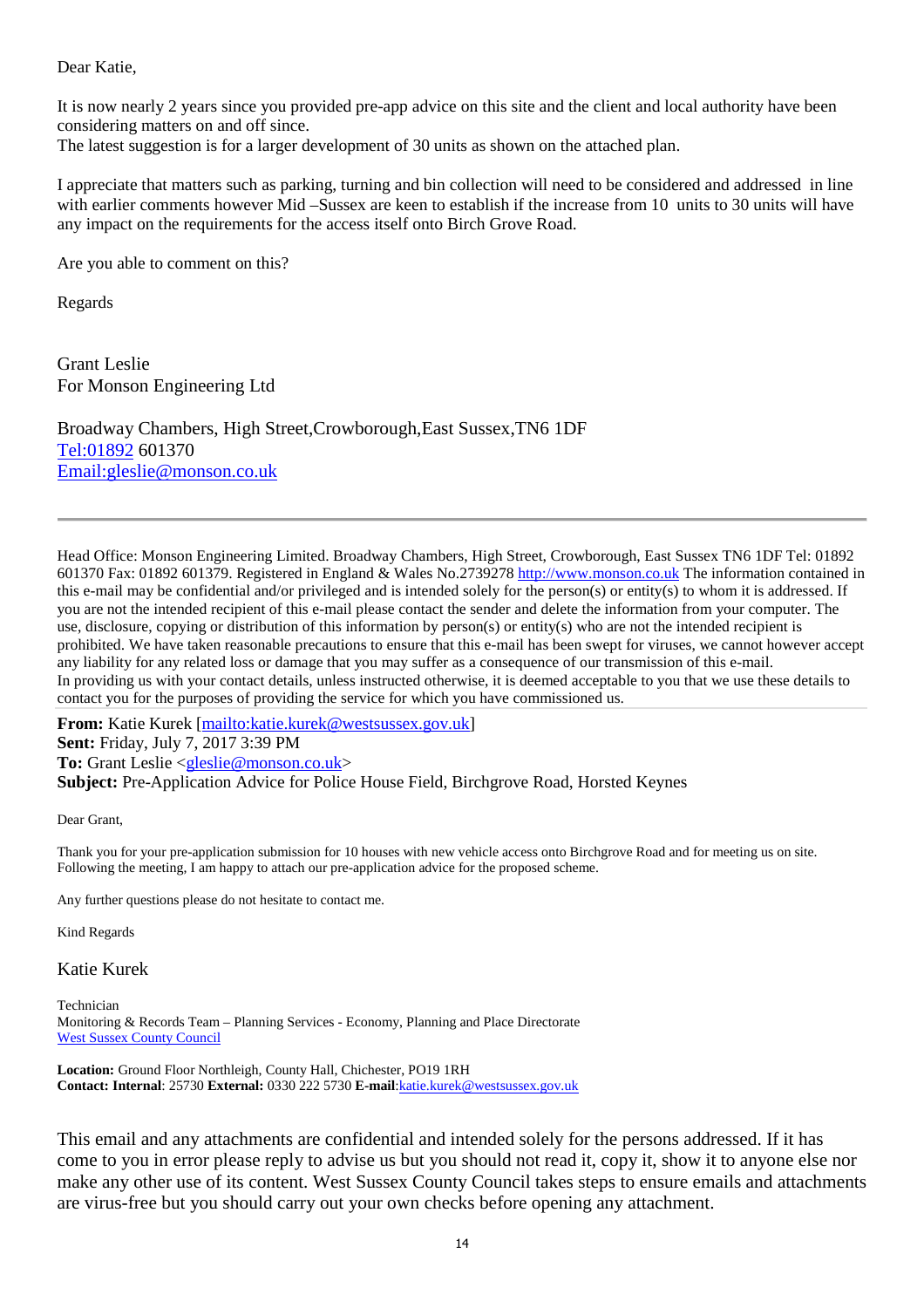Dear Katie,

It is now nearly 2 years since you provided pre-app advice on this site and the client and local authority have been considering matters on and off since.
The latest suggestion is for a larger development of 30 units as shown on the attached plan.

I appreciate that matters such as parking, turning and bin collection will need to be considered and addressed in line with earlier comments however Mid –Sussex are keen to establish if the increase from 10 units to 30 units will have any impact on the requirements for the access itself onto Birch Grove Road.

Are you able to comment on this?

Regards

Grant Leslie
For Monson Engineering Ltd

Broadway Chambers, High Street,Crowborough,East Sussex,TN6 1DF
Tel:01892 601370
Email:gleslie@monson.co.uk

---

Head Office: Monson Engineering Limited. Broadway Chambers, High Street, Crowborough, East Sussex TN6 1DF Tel: 01892 601370 Fax: 01892 601379. Registered in England & Wales No.2739278 http://www.monson.co.uk The information contained in this e-mail may be confidential and/or privileged and is intended solely for the person(s) or entity(s) to whom it is addressed. If you are not the intended recipient of this e-mail please contact the sender and delete the information from your computer. The use, disclosure, copying or distribution of this information by person(s) or entity(s) who are not the intended recipient is prohibited. We have taken reasonable precautions to ensure that this e-mail has been swept for viruses, we cannot however accept any liability for any related loss or damage that you may suffer as a consequence of our transmission of this e-mail.
In providing us with your contact details, unless instructed otherwise, it is deemed acceptable to you that we use these details to contact you for the purposes of providing the service for which you have commissioned us.

**From:** Katie Kurek [mailto:katie.kurek@westsussex.gov.uk]
**Sent:** Friday, July 7, 2017 3:39 PM
**To:** Grant Leslie <gleslie@monson.co.uk>
**Subject:** Pre-Application Advice for Police House Field, Birchgrove Road, Horsted Keynes

Dear Grant,

Thank you for your pre-application submission for 10 houses with new vehicle access onto Birchgrove Road and for meeting us on site. Following the meeting, I am happy to attach our pre-application advice for the proposed scheme.

Any further questions please do not hesitate to contact me.

Kind Regards

Katie Kurek

Technician
Monitoring & Records Team – Planning Services - Economy, Planning and Place Directorate
West Sussex County Council

**Location:** Ground Floor Northleigh, County Hall, Chichester, PO19 1RH
**Contact: Internal**: 25730 **External:** 0330 222 5730 **E-mail**:katie.kurek@westsussex.gov.uk

This email and any attachments are confidential and intended solely for the persons addressed. If it has come to you in error please reply to advise us but you should not read it, copy it, show it to anyone else nor make any other use of its content. West Sussex County Council takes steps to ensure emails and attachments are virus-free but you should carry out your own checks before opening any attachment.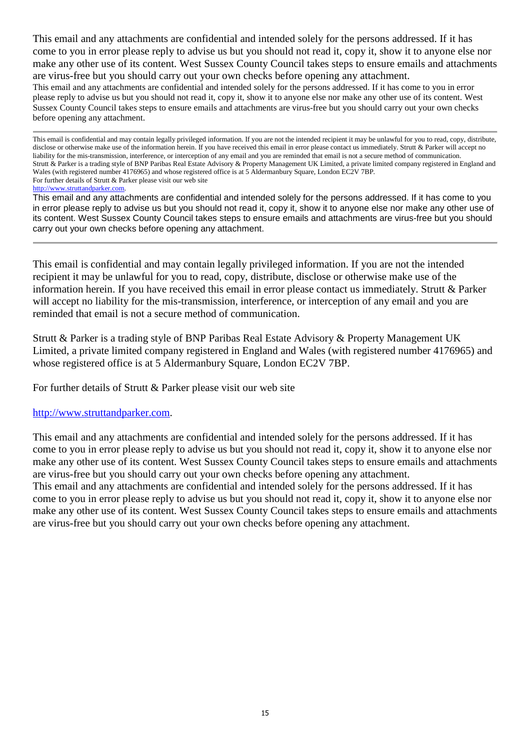This email and any attachments are confidential and intended solely for the persons addressed. If it has come to you in error please reply to advise us but you should not read it, copy it, show it to anyone else nor make any other use of its content. West Sussex County Council takes steps to ensure emails and attachments are virus-free but you should carry out your own checks before opening any attachment.

This email and any attachments are confidential and intended solely for the persons addressed. If it has come to you in error please reply to advise us but you should not read it, copy it, show it to anyone else nor make any other use of its content. West Sussex County Council takes steps to ensure emails and attachments are virus-free but you should carry out your own checks before opening any attachment.

---

This email is confidential and may contain legally privileged information. If you are not the intended recipient it may be unlawful for you to read, copy, distribute, disclose or otherwise make use of the information herein. If you have received this email in error please contact us immediately. Strutt & Parker will accept no liability for the mis-transmission, interference, or interception of any email and you are reminded that email is not a secure method of communication.
Strutt & Parker is a trading style of BNP Paribas Real Estate Advisory & Property Management UK Limited, a private limited company registered in England and Wales (with registered number 4176965) and whose registered office is at 5 Aldermanbury Square, London EC2V 7BP.
For further details of Strutt & Parker please visit our web site
http://www.struttandparker.com.

This email and any attachments are confidential and intended solely for the persons addressed. If it has come to you in error please reply to advise us but you should not read it, copy it, show it to anyone else nor make any other use of its content. West Sussex County Council takes steps to ensure emails and attachments are virus-free but you should carry out your own checks before opening any attachment.

---

This email is confidential and may contain legally privileged information. If you are not the intended recipient it may be unlawful for you to read, copy, distribute, disclose or otherwise make use of the information herein. If you have received this email in error please contact us immediately. Strutt & Parker will accept no liability for the mis-transmission, interference, or interception of any email and you are reminded that email is not a secure method of communication.

Strutt & Parker is a trading style of BNP Paribas Real Estate Advisory & Property Management UK Limited, a private limited company registered in England and Wales (with registered number 4176965) and whose registered office is at 5 Aldermanbury Square, London EC2V 7BP.

For further details of Strutt & Parker please visit our web site

http://www.struttandparker.com.

This email and any attachments are confidential and intended solely for the persons addressed. If it has come to you in error please reply to advise us but you should not read it, copy it, show it to anyone else nor make any other use of its content. West Sussex County Council takes steps to ensure emails and attachments are virus-free but you should carry out your own checks before opening any attachment.
This email and any attachments are confidential and intended solely for the persons addressed. If it has come to you in error please reply to advise us but you should not read it, copy it, show it to anyone else nor make any other use of its content. West Sussex County Council takes steps to ensure emails and attachments are virus-free but you should carry out your own checks before opening any attachment.